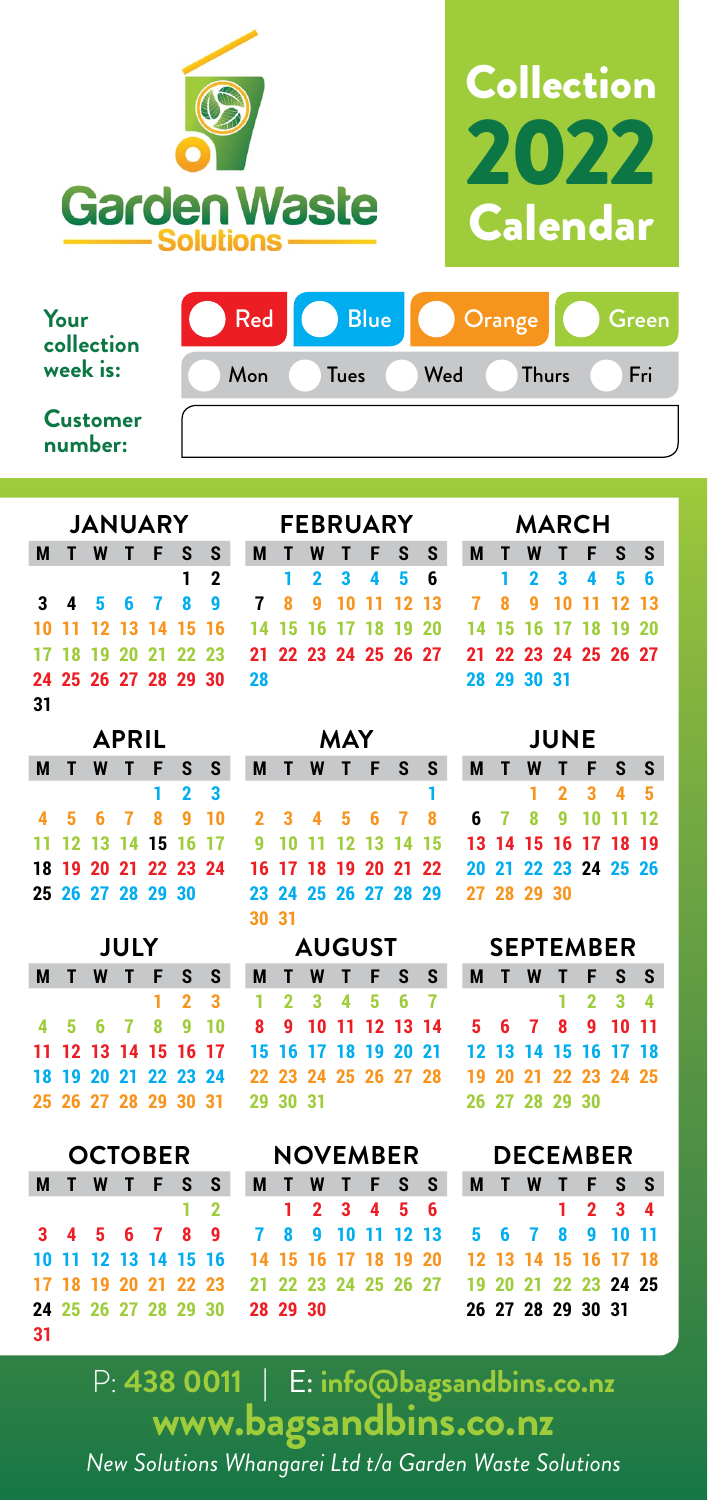# Garden Waste Solutions

# Collection 2022 Calendar

**Your collection week is:** Red | Blue | Orange | Green

Mon | Tues | Wed | Thurs | Fri

**Customer number:**

## JANUARY

| M | T | W | T | F | S | S |
|---|---|---|---|---|---|---|
| | | | | | 1 | 2 |
| 3 | 4 | 5 | 6 | 7 | 8 | 9 |
| 10 | 11 | 12 | 13 | 14 | 15 | 16 |
| 17 | 18 | 19 | 20 | 21 | 22 | 23 |
| 24 | 25 | 26 | 27 | 28 | 29 | 30 |
| 31 | | | | | | |

## FEBRUARY

| M | T | W | T | F | S | S |
|---|---|---|---|---|---|---|
| | 1 | 2 | 3 | 4 | 5 | 6 |
| 7 | 8 | 9 | 10 | 11 | 12 | 13 |
| 14 | 15 | 16 | 17 | 18 | 19 | 20 |
| 21 | 22 | 23 | 24 | 25 | 26 | 27 |
| 28 | | | | | | |

## MARCH

| M | T | W | T | F | S | S |
|---|---|---|---|---|---|---|
| | 1 | 2 | 3 | 4 | 5 | 6 |
| 7 | 8 | 9 | 10 | 11 | 12 | 13 |
| 14 | 15 | 16 | 17 | 18 | 19 | 20 |
| 21 | 22 | 23 | 24 | 25 | 26 | 27 |
| 28 | 29 | 30 | 31 | | | |

## APRIL

| M | T | W | T | F | S | S |
|---|---|---|---|---|---|---|
| | | | | 1 | 2 | 3 |
| 4 | 5 | 6 | 7 | 8 | 9 | 10 |
| 11 | 12 | 13 | 14 | 15 | 16 | 17 |
| 18 | 19 | 20 | 21 | 22 | 23 | 24 |
| 25 | 26 | 27 | 28 | 29 | 30 | |

## MAY

| M | T | W | T | F | S | S |
|---|---|---|---|---|---|---|
| | | | | | | 1 |
| 2 | 3 | 4 | 5 | 6 | 7 | 8 |
| 9 | 10 | 11 | 12 | 13 | 14 | 15 |
| 16 | 17 | 18 | 19 | 20 | 21 | 22 |
| 23 | 24 | 25 | 26 | 27 | 28 | 29 |
| 30 | 31 | | | | | |

## JUNE

| M | T | W | T | F | S | S |
|---|---|---|---|---|---|---|
| | | 1 | 2 | 3 | 4 | 5 |
| 6 | 7 | 8 | 9 | 10 | 11 | 12 |
| 13 | 14 | 15 | 16 | 17 | 18 | 19 |
| 20 | 21 | 22 | 23 | 24 | 25 | 26 |
| 27 | 28 | 29 | 30 | | | |

## JULY

| M | T | W | T | F | S | S |
|---|---|---|---|---|---|---|
| | | | | 1 | 2 | 3 |
| 4 | 5 | 6 | 7 | 8 | 9 | 10 |
| 11 | 12 | 13 | 14 | 15 | 16 | 17 |
| 18 | 19 | 20 | 21 | 22 | 23 | 24 |
| 25 | 26 | 27 | 28 | 29 | 30 | 31 |

## AUGUST

| M | T | W | T | F | S | S |
|---|---|---|---|---|---|---|
| 1 | 2 | 3 | 4 | 5 | 6 | 7 |
| 8 | 9 | 10 | 11 | 12 | 13 | 14 |
| 15 | 16 | 17 | 18 | 19 | 20 | 21 |
| 22 | 23 | 24 | 25 | 26 | 27 | 28 |
| 29 | 30 | 31 | | | | |

## SEPTEMBER

| M | T | W | T | F | S | S |
|---|---|---|---|---|---|---|
| | | | 1 | 2 | 3 | 4 |
| 5 | 6 | 7 | 8 | 9 | 10 | 11 |
| 12 | 13 | 14 | 15 | 16 | 17 | 18 |
| 19 | 20 | 21 | 22 | 23 | 24 | 25 |
| 26 | 27 | 28 | 29 | 30 | | |

## OCTOBER

| M | T | W | T | F | S | S |
|---|---|---|---|---|---|---|
| | | | | | 1 | 2 |
| 3 | 4 | 5 | 6 | 7 | 8 | 9 |
| 10 | 11 | 12 | 13 | 14 | 15 | 16 |
| 17 | 18 | 19 | 20 | 21 | 22 | 23 |
| 24 | 25 | 26 | 27 | 28 | 29 | 30 |
| 31 | | | | | | |

## NOVEMBER

| M | T | W | T | F | S | S |
|---|---|---|---|---|---|---|
| | 1 | 2 | 3 | 4 | 5 | 6 |
| 7 | 8 | 9 | 10 | 11 | 12 | 13 |
| 14 | 15 | 16 | 17 | 18 | 19 | 20 |
| 21 | 22 | 23 | 24 | 25 | 26 | 27 |
| 28 | 29 | 30 | | | | |

## DECEMBER

| M | T | W | T | F | S | S |
|---|---|---|---|---|---|---|
| | | | 1 | 2 | 3 | 4 |
| 5 | 6 | 7 | 8 | 9 | 10 | 11 |
| 12 | 13 | 14 | 15 | 16 | 17 | 18 |
| 19 | 20 | 21 | 22 | 23 | 24 | 25 |
| 26 | 27 | 28 | 29 | 30 | 31 | |

P: **438 0011** | E: **info@bagsandbins.co.nz**

**www.bagsandbins.co.nz**

*New Solutions Whangarei Ltd t/a Garden Waste Solutions*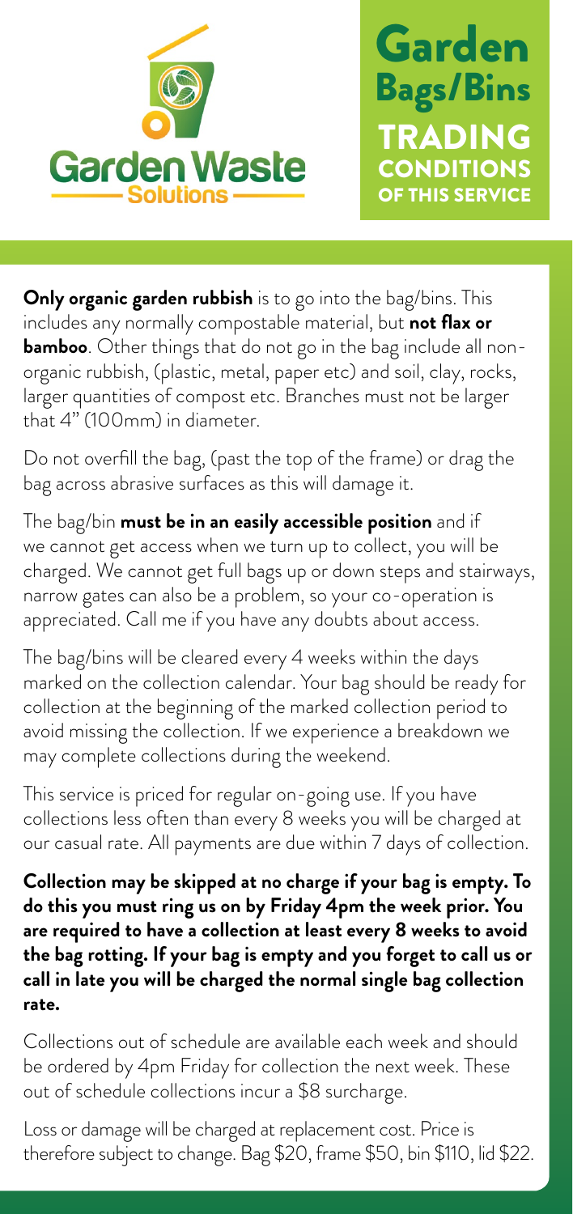Garden Waste Solutions

# Garden Bags/Bins

## TRADING CONDITIONS OF THIS SERVICE

**Only organic garden rubbish** is to go into the bag/bins. This includes any normally compostable material, but **not flax or bamboo**. Other things that do not go in the bag include all non-organic rubbish, (plastic, metal, paper etc) and soil, clay, rocks, larger quantities of compost etc. Branches must not be larger that 4" (100mm) in diameter.

Do not overfill the bag, (past the top of the frame) or drag the bag across abrasive surfaces as this will damage it.

The bag/bin **must be in an easily accessible position** and if we cannot get access when we turn up to collect, you will be charged. We cannot get full bags up or down steps and stairways, narrow gates can also be a problem, so your co-operation is appreciated. Call me if you have any doubts about access.

The bag/bins will be cleared every 4 weeks within the days marked on the collection calendar. Your bag should be ready for collection at the beginning of the marked collection period to avoid missing the collection. If we experience a breakdown we may complete collections during the weekend.

This service is priced for regular on-going use. If you have collections less often than every 8 weeks you will be charged at our casual rate. All payments are due within 7 days of collection.

**Collection may be skipped at no charge if your bag is empty. To do this you must ring us on by Friday 4pm the week prior. You are required to have a collection at least every 8 weeks to avoid the bag rotting. If your bag is empty and you forget to call us or call in late you will be charged the normal single bag collection rate.**

Collections out of schedule are available each week and should be ordered by 4pm Friday for collection the next week. These out of schedule collections incur a $8 surcharge.

Loss or damage will be charged at replacement cost. Price is therefore subject to change. Bag $20, frame $50, bin $110, lid $22.